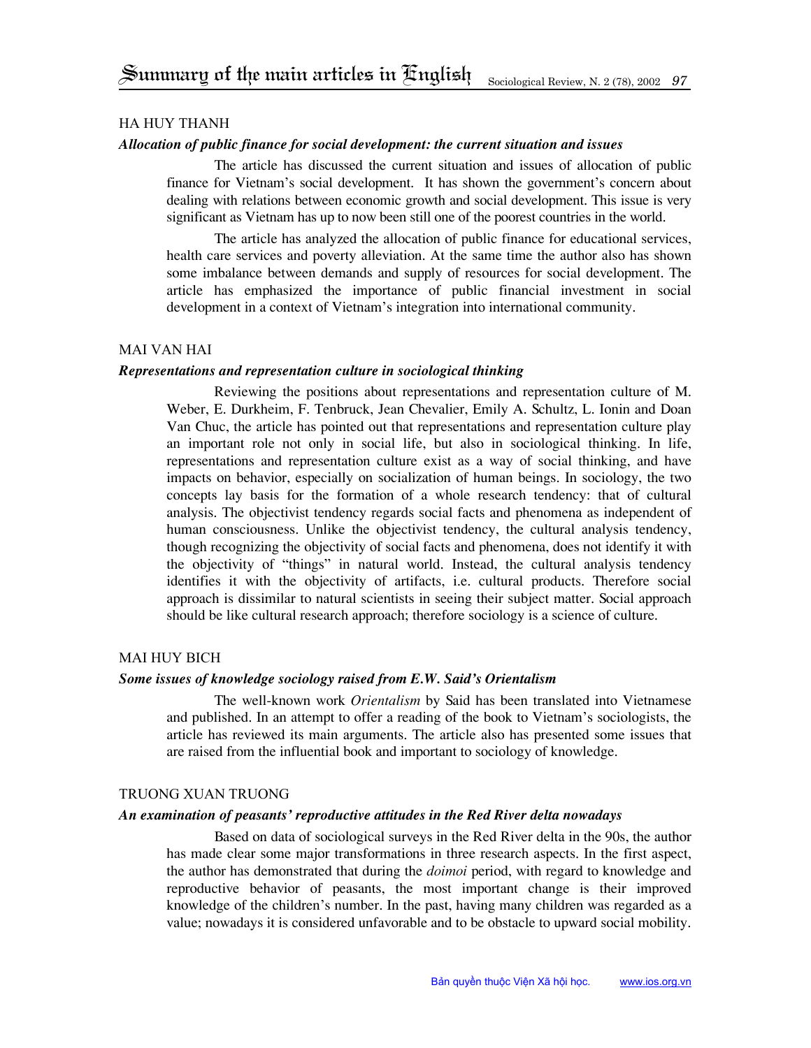## HA HUY THANH

### *Allocation of public finance for social development: the current situation and issues*

The article has discussed the current situation and issues of allocation of public finance for Vietnam's social development. It has shown the government's concern about dealing with relations between economic growth and social development. This issue is very significant as Vietnam has up to now been still one of the poorest countries in the world.

The article has analyzed the allocation of public finance for educational services, health care services and poverty alleviation. At the same time the author also has shown some imbalance between demands and supply of resources for social development. The article has emphasized the importance of public financial investment in social development in a context of Vietnam's integration into international community.

## MAI VAN HAI

### *Representations and representation culture in sociological thinking*

Reviewing the positions about representations and representation culture of M. Weber, E. Durkheim, F. Tenbruck, Jean Chevalier, Emily A. Schultz, L. Ionin and Doan Van Chuc, the article has pointed out that representations and representation culture play an important role not only in social life, but also in sociological thinking. In life, representations and representation culture exist as a way of social thinking, and have impacts on behavior, especially on socialization of human beings. In sociology, the two concepts lay basis for the formation of a whole research tendency: that of cultural analysis. The objectivist tendency regards social facts and phenomena as independent of human consciousness. Unlike the objectivist tendency, the cultural analysis tendency, though recognizing the objectivity of social facts and phenomena, does not identify it with the objectivity of "things" in natural world. Instead, the cultural analysis tendency identifies it with the objectivity of artifacts, i.e. cultural products. Therefore social approach is dissimilar to natural scientists in seeing their subject matter. Social approach should be like cultural research approach; therefore sociology is a science of culture.

## MAI HUY BICH

### *Some issues of knowledge sociology raised from E.W. Said's Orientalism*

The well-known work *Orientalism* by Said has been translated into Vietnamese and published. In an attempt to offer a reading of the book to Vietnam's sociologists, the article has reviewed its main arguments. The article also has presented some issues that are raised from the influential book and important to sociology of knowledge.

## TRUONG XUAN TRUONG

### *An examination of peasants' reproductive attitudes in the Red River delta nowadays*

Based on data of sociological surveys in the Red River delta in the 90s, the author has made clear some major transformations in three research aspects. In the first aspect, the author has demonstrated that during the *doimoi* period, with regard to knowledge and reproductive behavior of peasants, the most important change is their improved knowledge of the children's number. In the past, having many children was regarded as a value; nowadays it is considered unfavorable and to be obstacle to upward social mobility.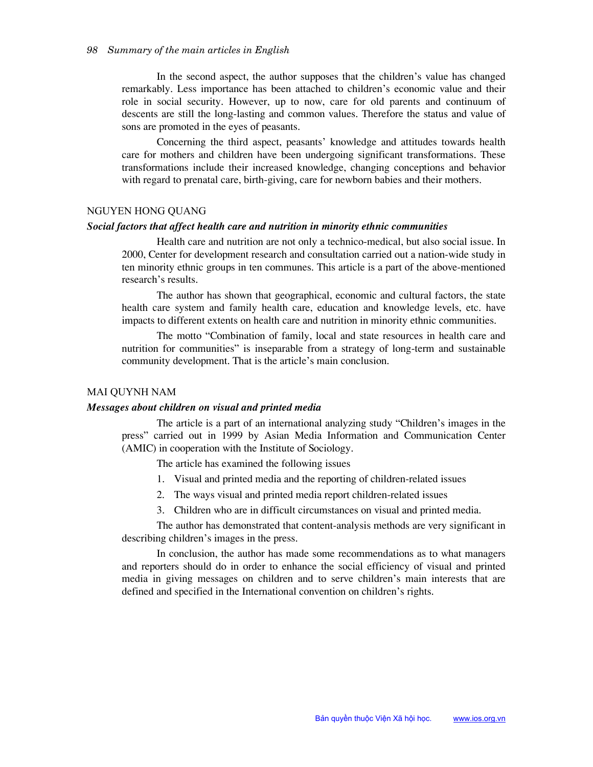In the second aspect, the author supposes that the children's value has changed remarkably. Less importance has been attached to children's economic value and their role in social security. However, up to now, care for old parents and continuum of descents are still the long-lasting and common values. Therefore the status and value of sons are promoted in the eyes of peasants.

Concerning the third aspect, peasants' knowledge and attitudes towards health care for mothers and children have been undergoing significant transformations. These transformations include their increased knowledge, changing conceptions and behavior with regard to prenatal care, birth-giving, care for newborn babies and their mothers.

NGUYEN HONG QUANG

***Social factors that affect health care and nutrition in minority ethnic communities***

Health care and nutrition are not only a technico-medical, but also social issue. In 2000, Center for development research and consultation carried out a nation-wide study in ten minority ethnic groups in ten communes. This article is a part of the above-mentioned research's results.

The author has shown that geographical, economic and cultural factors, the state health care system and family health care, education and knowledge levels, etc. have impacts to different extents on health care and nutrition in minority ethnic communities.

The motto "Combination of family, local and state resources in health care and nutrition for communities" is inseparable from a strategy of long-term and sustainable community development. That is the article's main conclusion.

MAI QUYNH NAM

***Messages about children on visual and printed media***

The article is a part of an international analyzing study "Children's images in the press" carried out in 1999 by Asian Media Information and Communication Center (AMIC) in cooperation with the Institute of Sociology.

The article has examined the following issues

1. Visual and printed media and the reporting of children-related issues
2. The ways visual and printed media report children-related issues
3. Children who are in difficult circumstances on visual and printed media.

The author has demonstrated that content-analysis methods are very significant in describing children's images in the press.

In conclusion, the author has made some recommendations as to what managers and reporters should do in order to enhance the social efficiency of visual and printed media in giving messages on children and to serve children's main interests that are defined and specified in the International convention on children's rights.